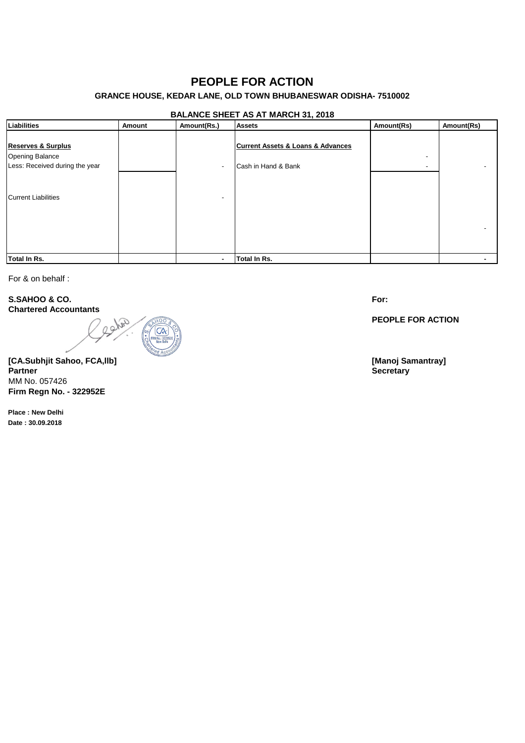# PEOPLE FOR ACTION

### GRANCE HOUSE, KEDAR LANE, OLD TOWN BHUBANESWAR ODISHA- 7510002

#### BALANCE SHEET AS AT MARCH 31, 2018

| Liabilities | Amount | Amount(Rs.) | Assets | Amount(Rs) | Amount(Rs) |
|---|---|---|---|---|---|
| **Reserves & Surplus** | | | **Current Assets & Loans & Advances** | | |
| Opening Balance | | | | - | |
| Less: Received during the year | | - | Cash in Hand & Bank | - | - |
| Current Liabilities | | - | | | |
| | | | | | - |
| **Total In Rs.** | | **-** | **Total In Rs.** | | **-** |

For & on behalf :

**S.SAHOO & CO.**
**Chartered Accountants**

**[CA.Subhjit Sahoo, FCA,llb]**
**Partner**
MM No. 057426
**Firm Regn No. - 322952E**

**Place : New Delhi**
**Date : 30.09.2018**

**For:**

**PEOPLE FOR ACTION**

**[Manoj Samantray]**
**Secretary**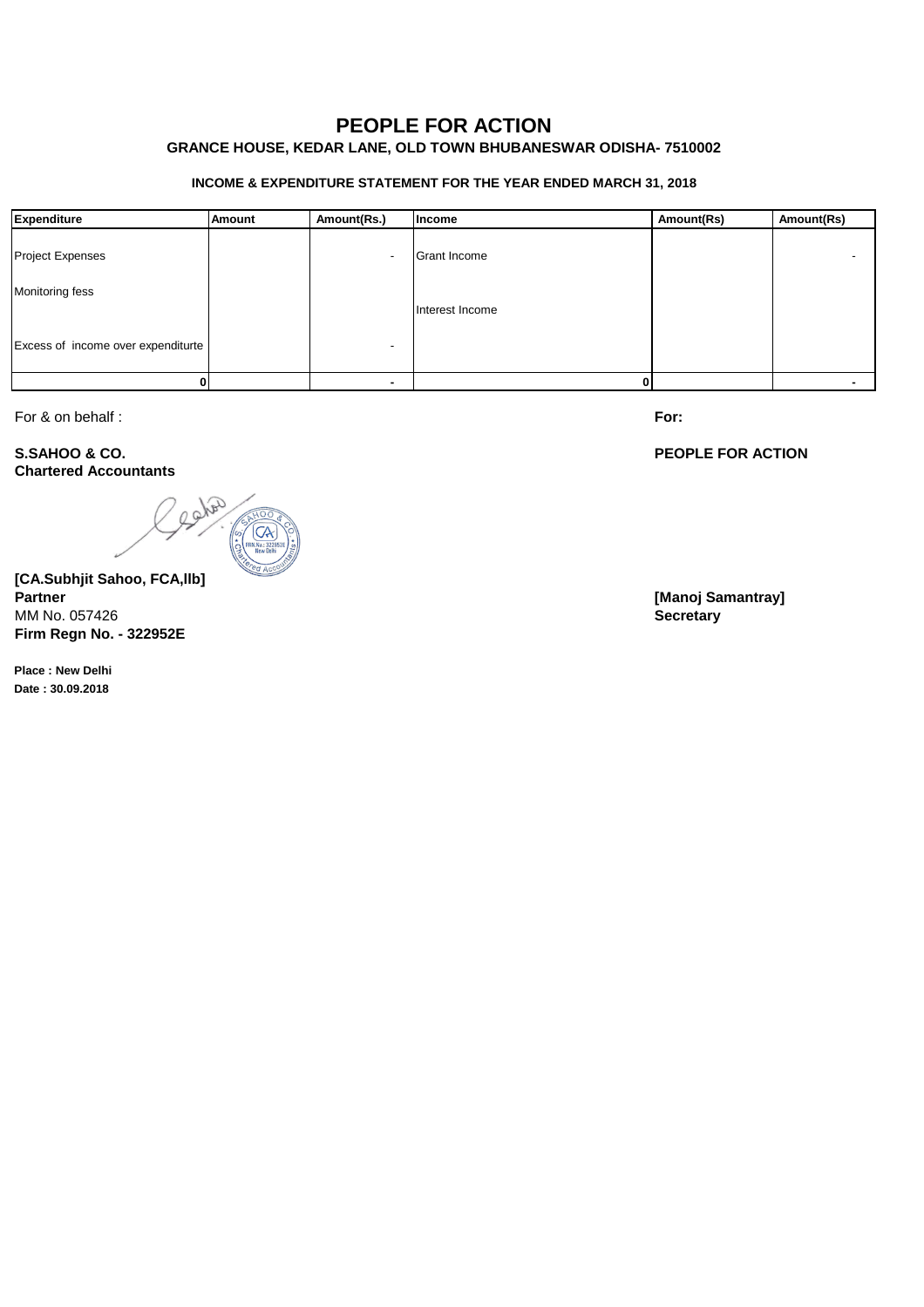# PEOPLE FOR ACTION

**GRANCE HOUSE, KEDAR LANE, OLD TOWN BHUBANESWAR ODISHA- 7510002**

**INCOME & EXPENDITURE STATEMENT FOR THE YEAR ENDED MARCH 31, 2018**

| Expenditure | Amount | Amount(Rs.) | Income | Amount(Rs) | Amount(Rs) |
|---|---|---|---|---|---|
| Project Expenses | | - | Grant Income | | - |
| Monitoring fess | | | Interest Income | | |
| Excess of income over expenditurte | | - | | | |
| 0 | | - | 0 | | - |

For & on behalf :

**S.SAHOO & CO.**
**Chartered Accountants**

**[CA.Subhjit Sahoo, FCA,llb]**
**Partner**
MM No. 057426
**Firm Regn No. - 322952E**

**Place : New Delhi**
**Date : 30.09.2018**

**For:**

**PEOPLE FOR ACTION**

**[Manoj Samantray]**
**Secretary**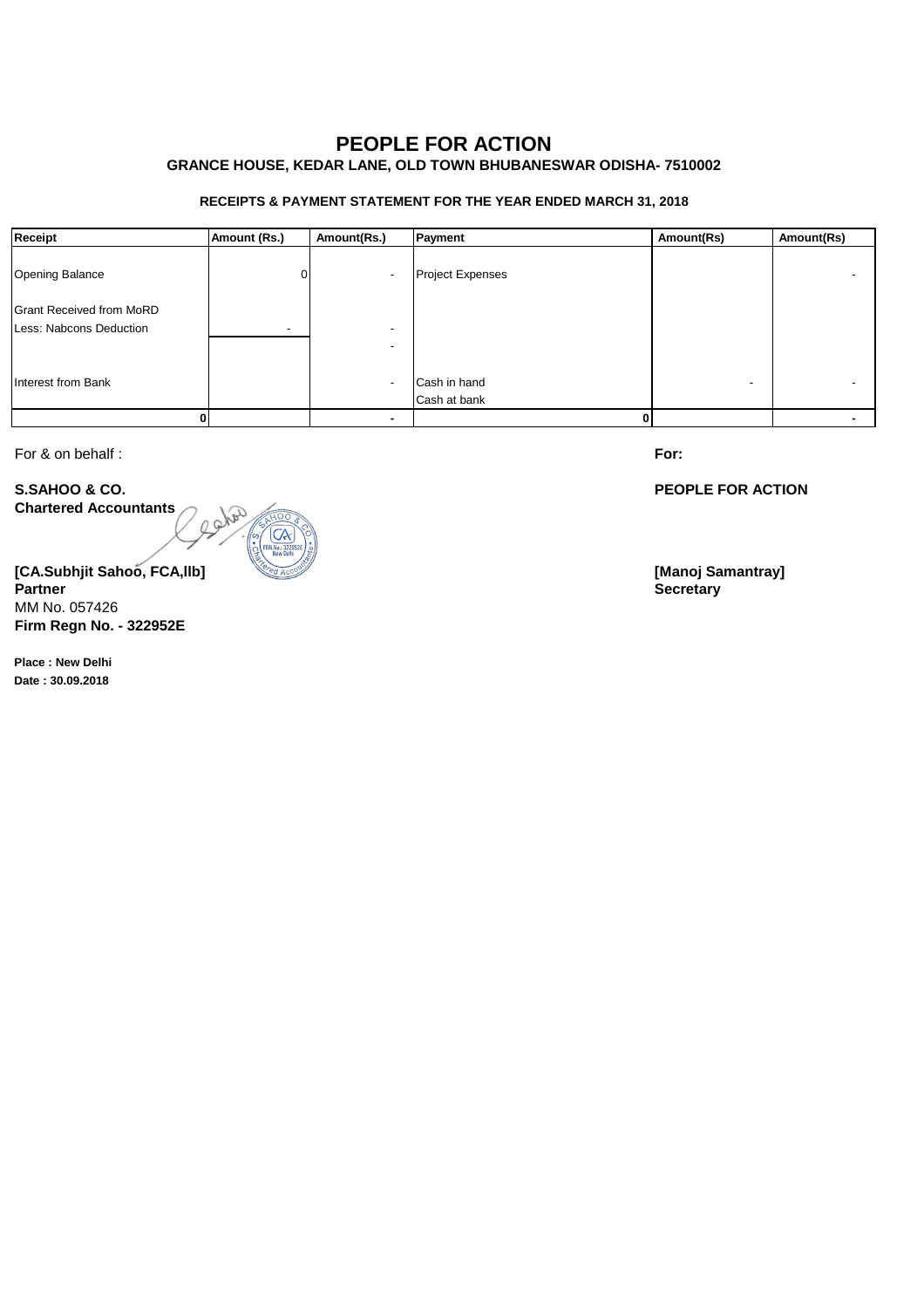# PEOPLE FOR ACTION

**GRANCE HOUSE, KEDAR LANE, OLD TOWN BHUBANESWAR ODISHA- 7510002**

**RECEIPTS & PAYMENT STATEMENT FOR THE YEAR ENDED MARCH 31, 2018**

| Receipt | Amount (Rs.) | Amount(Rs.) | Payment | Amount(Rs) | Amount(Rs) |
|---|---|---|---|---|---|
| Opening Balance | 0 | - | Project Expenses | | - |
| Grant Received from MoRD | | | | | |
| Less: Nabcons Deduction | - | - | | | |
| | | - | | | |
| Interest from Bank | | - | Cash in hand | - | - |
| | | | Cash at bank | | |
| 0 | | - | 0 | | - |

For & on behalf :

**S.SAHOO & CO.**
**Chartered Accountants**

**[CA.Subhjit Sahoo, FCA,llb]**
**Partner**
MM No. 057426
**Firm Regn No. - 322952E**

**Place : New Delhi**
**Date : 30.09.2018**

**For:**

**PEOPLE FOR ACTION**

**[Manoj Samantray]**
**Secretary**